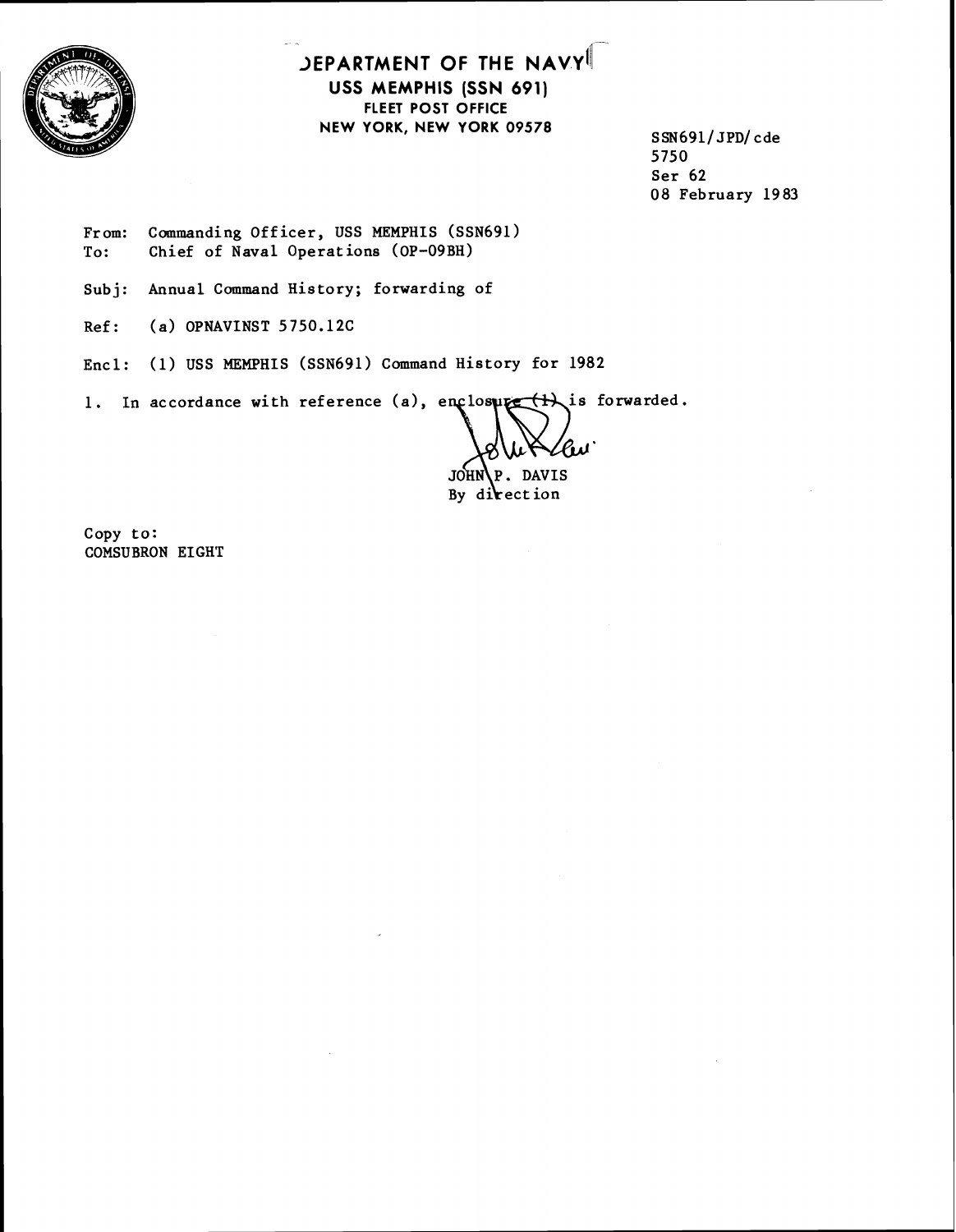# DEPARTMENT OF THE NAVY

**USS MEMPHIS (SSN 691)**
**FLEET POST OFFICE**
**NEW YORK, NEW YORK 09578**

SSN691/JPD/cde
5750
Ser 62
08 February 1983

From: Commanding Officer, USS MEMPHIS (SSN691)
To: Chief of Naval Operations (OP-09BH)

Subj: Annual Command History; forwarding of

Ref: (a) OPNAVINST 5750.12C

Encl: (1) USS MEMPHIS (SSN691) Command History for 1982

1. In accordance with reference (a), enclosure (1) is forwarded.

JOHN P. DAVIS
By direction

Copy to:
COMSUBRON EIGHT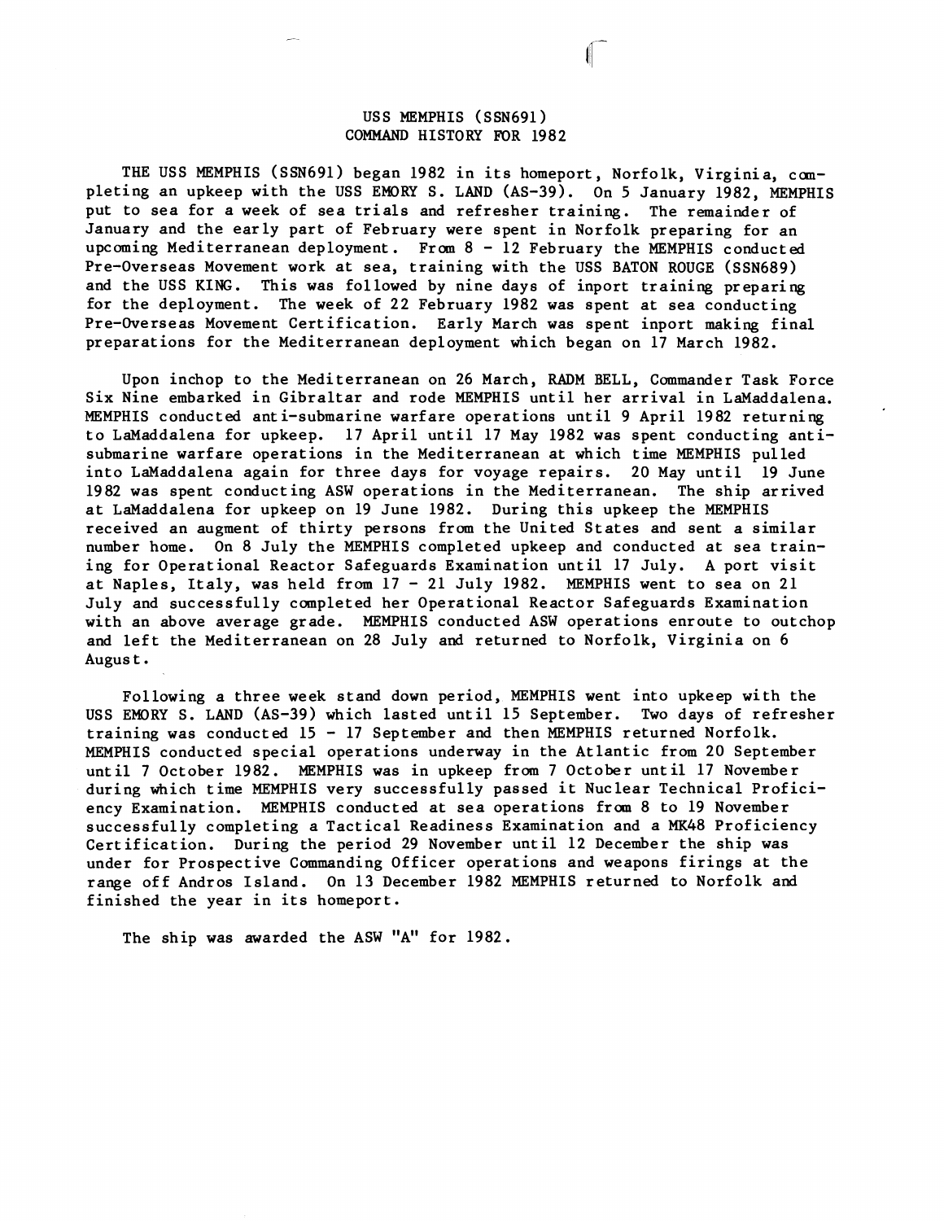# USS MEMPHIS (SSN691)
## COMMAND HISTORY FOR 1982

THE USS MEMPHIS (SSN691) began 1982 in its homeport, Norfolk, Virginia, completing an upkeep with the USS EMORY S. LAND (AS-39). On 5 January 1982, MEMPHIS put to sea for a week of sea trials and refresher training. The remainder of January and the early part of February were spent in Norfolk preparing for an upcoming Mediterranean deployment. From 8 - 12 February the MEMPHIS conducted Pre-Overseas Movement work at sea, training with the USS BATON ROUGE (SSN689) and the USS KING. This was followed by nine days of inport training preparing for the deployment. The week of 22 February 1982 was spent at sea conducting Pre-Overseas Movement Certification. Early March was spent inport making final preparations for the Mediterranean deployment which began on 17 March 1982.

Upon inchop to the Mediterranean on 26 March, RADM BELL, Commander Task Force Six Nine embarked in Gibraltar and rode MEMPHIS until her arrival in LaMaddalena. MEMPHIS conducted anti-submarine warfare operations until 9 April 1982 returning to LaMaddalena for upkeep. 17 April until 17 May 1982 was spent conducting anti-submarine warfare operations in the Mediterranean at which time MEMPHIS pulled into LaMaddalena again for three days for voyage repairs. 20 May until 19 June 1982 was spent conducting ASW operations in the Mediterranean. The ship arrived at LaMaddalena for upkeep on 19 June 1982. During this upkeep the MEMPHIS received an augment of thirty persons from the United States and sent a similar number home. On 8 July the MEMPHIS completed upkeep and conducted at sea training for Operational Reactor Safeguards Examination until 17 July. A port visit at Naples, Italy, was held from 17 - 21 July 1982. MEMPHIS went to sea on 21 July and successfully completed her Operational Reactor Safeguards Examination with an above average grade. MEMPHIS conducted ASW operations enroute to outchop and left the Mediterranean on 28 July and returned to Norfolk, Virginia on 6 August.

Following a three week stand down period, MEMPHIS went into upkeep with the USS EMORY S. LAND (AS-39) which lasted until 15 September. Two days of refresher training was conducted 15 - 17 September and then MEMPHIS returned Norfolk. MEMPHIS conducted special operations underway in the Atlantic from 20 September until 7 October 1982. MEMPHIS was in upkeep from 7 October until 17 November during which time MEMPHIS very successfully passed it Nuclear Technical Proficiency Examination. MEMPHIS conducted at sea operations from 8 to 19 November successfully completing a Tactical Readiness Examination and a MK48 Proficiency Certification. During the period 29 November until 12 December the ship was under for Prospective Commanding Officer operations and weapons firings at the range off Andros Island. On 13 December 1982 MEMPHIS returned to Norfolk and finished the year in its homeport.

The ship was awarded the ASW "A" for 1982.